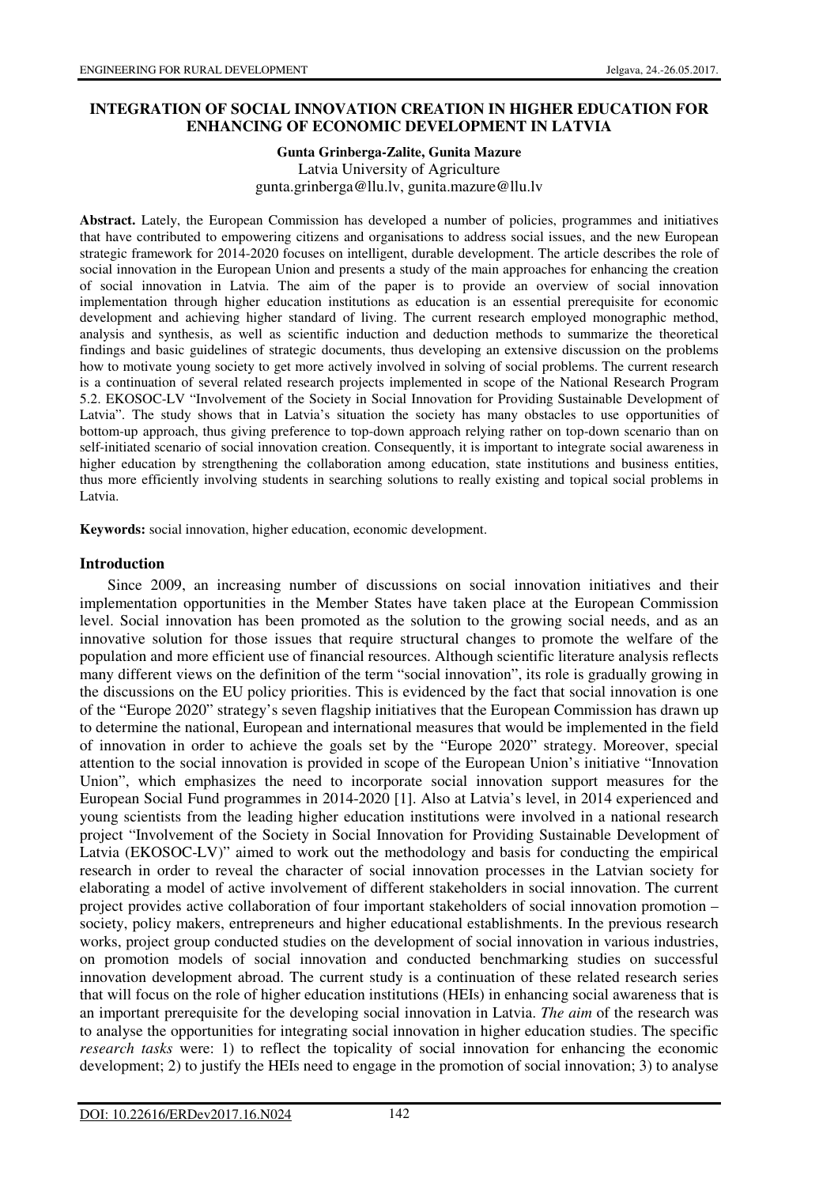# INTEGRATION OF SOCIAL INNOVATION CREATION IN HIGHER EDUCATION FOR ENHANCING OF ECONOMIC DEVELOPMENT IN LATVIA

**Gunta Grinberga-Zalite, Gunita Mazure**
Latvia University of Agriculture
gunta.grinberga@llu.lv, gunita.mazure@llu.lv

**Abstract.** Lately, the European Commission has developed a number of policies, programmes and initiatives that have contributed to empowering citizens and organisations to address social issues, and the new European strategic framework for 2014-2020 focuses on intelligent, durable development. The article describes the role of social innovation in the European Union and presents a study of the main approaches for enhancing the creation of social innovation in Latvia. The aim of the paper is to provide an overview of social innovation implementation through higher education institutions as education is an essential prerequisite for economic development and achieving higher standard of living. The current research employed monographic method, analysis and synthesis, as well as scientific induction and deduction methods to summarize the theoretical findings and basic guidelines of strategic documents, thus developing an extensive discussion on the problems how to motivate young society to get more actively involved in solving of social problems. The current research is a continuation of several related research projects implemented in scope of the National Research Program 5.2. EKOSOC-LV "Involvement of the Society in Social Innovation for Providing Sustainable Development of Latvia". The study shows that in Latvia's situation the society has many obstacles to use opportunities of bottom-up approach, thus giving preference to top-down approach relying rather on top-down scenario than on self-initiated scenario of social innovation creation. Consequently, it is important to integrate social awareness in higher education by strengthening the collaboration among education, state institutions and business entities, thus more efficiently involving students in searching solutions to really existing and topical social problems in Latvia.

**Keywords:** social innovation, higher education, economic development.

## Introduction

Since 2009, an increasing number of discussions on social innovation initiatives and their implementation opportunities in the Member States have taken place at the European Commission level. Social innovation has been promoted as the solution to the growing social needs, and as an innovative solution for those issues that require structural changes to promote the welfare of the population and more efficient use of financial resources. Although scientific literature analysis reflects many different views on the definition of the term "social innovation", its role is gradually growing in the discussions on the EU policy priorities. This is evidenced by the fact that social innovation is one of the "Europe 2020" strategy's seven flagship initiatives that the European Commission has drawn up to determine the national, European and international measures that would be implemented in the field of innovation in order to achieve the goals set by the "Europe 2020" strategy. Moreover, special attention to the social innovation is provided in scope of the European Union's initiative "Innovation Union", which emphasizes the need to incorporate social innovation support measures for the European Social Fund programmes in 2014-2020 [1]. Also at Latvia's level, in 2014 experienced and young scientists from the leading higher education institutions were involved in a national research project "Involvement of the Society in Social Innovation for Providing Sustainable Development of Latvia (EKOSOC-LV)" aimed to work out the methodology and basis for conducting the empirical research in order to reveal the character of social innovation processes in the Latvian society for elaborating a model of active involvement of different stakeholders in social innovation. The current project provides active collaboration of four important stakeholders of social innovation promotion – society, policy makers, entrepreneurs and higher educational establishments. In the previous research works, project group conducted studies on the development of social innovation in various industries, on promotion models of social innovation and conducted benchmarking studies on successful innovation development abroad. The current study is a continuation of these related research series that will focus on the role of higher education institutions (HEIs) in enhancing social awareness that is an important prerequisite for the developing social innovation in Latvia. *The aim* of the research was to analyse the opportunities for integrating social innovation in higher education studies. The specific *research tasks* were: 1) to reflect the topicality of social innovation for enhancing the economic development; 2) to justify the HEIs need to engage in the promotion of social innovation; 3) to analyse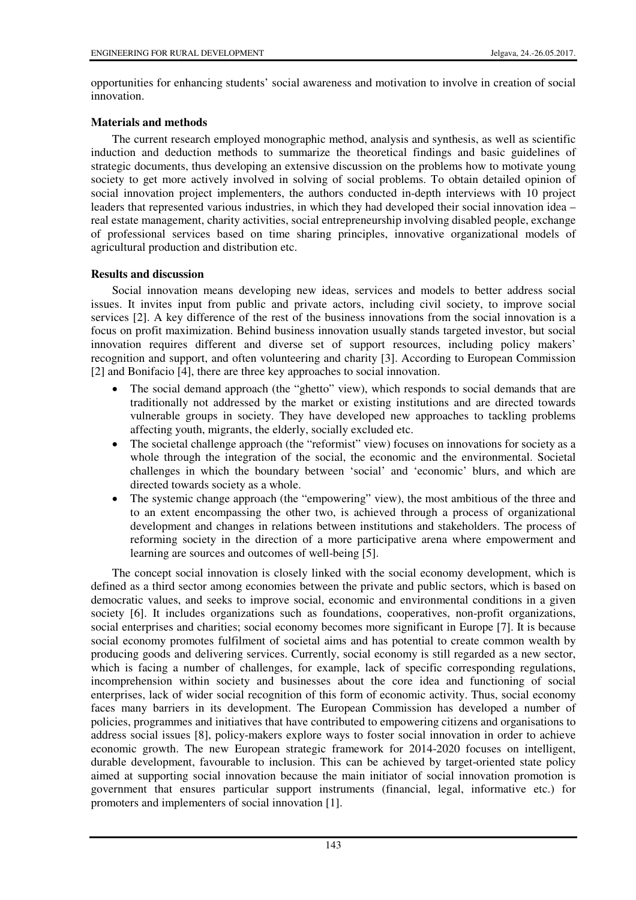opportunities for enhancing students' social awareness and motivation to involve in creation of social innovation.

## Materials and methods

The current research employed monographic method, analysis and synthesis, as well as scientific induction and deduction methods to summarize the theoretical findings and basic guidelines of strategic documents, thus developing an extensive discussion on the problems how to motivate young society to get more actively involved in solving of social problems. To obtain detailed opinion of social innovation project implementers, the authors conducted in-depth interviews with 10 project leaders that represented various industries, in which they had developed their social innovation idea – real estate management, charity activities, social entrepreneurship involving disabled people, exchange of professional services based on time sharing principles, innovative organizational models of agricultural production and distribution etc.

## Results and discussion

Social innovation means developing new ideas, services and models to better address social issues. It invites input from public and private actors, including civil society, to improve social services [2]. A key difference of the rest of the business innovations from the social innovation is a focus on profit maximization. Behind business innovation usually stands targeted investor, but social innovation requires different and diverse set of support resources, including policy makers' recognition and support, and often volunteering and charity [3]. According to European Commission [2] and Bonifacio [4], there are three key approaches to social innovation.

- The social demand approach (the "ghetto" view), which responds to social demands that are traditionally not addressed by the market or existing institutions and are directed towards vulnerable groups in society. They have developed new approaches to tackling problems affecting youth, migrants, the elderly, socially excluded etc.
- The societal challenge approach (the "reformist" view) focuses on innovations for society as a whole through the integration of the social, the economic and the environmental. Societal challenges in which the boundary between 'social' and 'economic' blurs, and which are directed towards society as a whole.
- The systemic change approach (the "empowering" view), the most ambitious of the three and to an extent encompassing the other two, is achieved through a process of organizational development and changes in relations between institutions and stakeholders. The process of reforming society in the direction of a more participative arena where empowerment and learning are sources and outcomes of well-being [5].

The concept social innovation is closely linked with the social economy development, which is defined as a third sector among economies between the private and public sectors, which is based on democratic values, and seeks to improve social, economic and environmental conditions in a given society [6]. It includes organizations such as foundations, cooperatives, non-profit organizations, social enterprises and charities; social economy becomes more significant in Europe [7]. It is because social economy promotes fulfilment of societal aims and has potential to create common wealth by producing goods and delivering services. Currently, social economy is still regarded as a new sector, which is facing a number of challenges, for example, lack of specific corresponding regulations, incomprehension within society and businesses about the core idea and functioning of social enterprises, lack of wider social recognition of this form of economic activity. Thus, social economy faces many barriers in its development. The European Commission has developed a number of policies, programmes and initiatives that have contributed to empowering citizens and organisations to address social issues [8], policy-makers explore ways to foster social innovation in order to achieve economic growth. The new European strategic framework for 2014-2020 focuses on intelligent, durable development, favourable to inclusion. This can be achieved by target-oriented state policy aimed at supporting social innovation because the main initiator of social innovation promotion is government that ensures particular support instruments (financial, legal, informative etc.) for promoters and implementers of social innovation [1].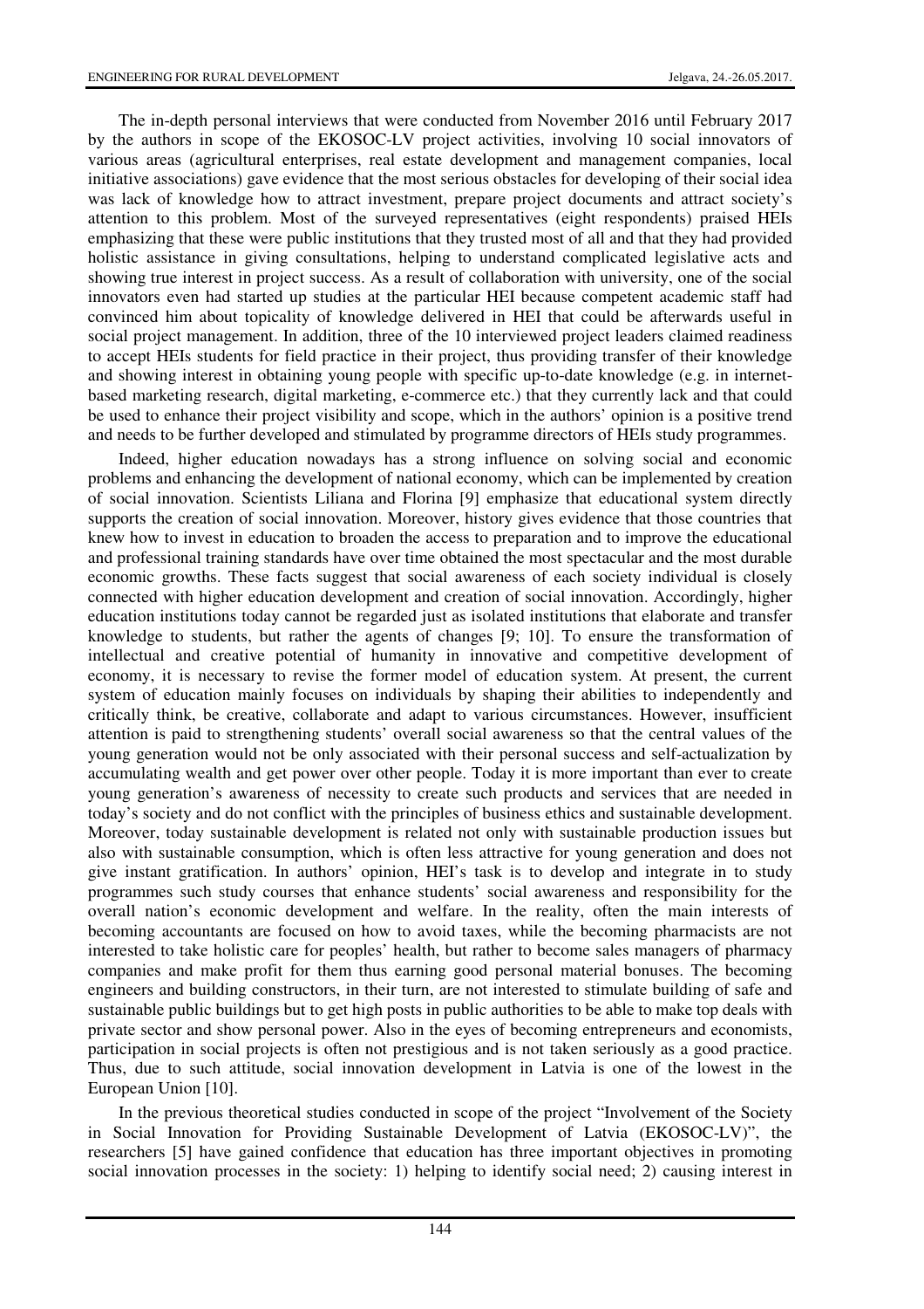The in-depth personal interviews that were conducted from November 2016 until February 2017 by the authors in scope of the EKOSOC-LV project activities, involving 10 social innovators of various areas (agricultural enterprises, real estate development and management companies, local initiative associations) gave evidence that the most serious obstacles for developing of their social idea was lack of knowledge how to attract investment, prepare project documents and attract society's attention to this problem. Most of the surveyed representatives (eight respondents) praised HEIs emphasizing that these were public institutions that they trusted most of all and that they had provided holistic assistance in giving consultations, helping to understand complicated legislative acts and showing true interest in project success. As a result of collaboration with university, one of the social innovators even had started up studies at the particular HEI because competent academic staff had convinced him about topicality of knowledge delivered in HEI that could be afterwards useful in social project management. In addition, three of the 10 interviewed project leaders claimed readiness to accept HEIs students for field practice in their project, thus providing transfer of their knowledge and showing interest in obtaining young people with specific up-to-date knowledge (e.g. in internet-based marketing research, digital marketing, e-commerce etc.) that they currently lack and that could be used to enhance their project visibility and scope, which in the authors' opinion is a positive trend and needs to be further developed and stimulated by programme directors of HEIs study programmes.

Indeed, higher education nowadays has a strong influence on solving social and economic problems and enhancing the development of national economy, which can be implemented by creation of social innovation. Scientists Liliana and Florina [9] emphasize that educational system directly supports the creation of social innovation. Moreover, history gives evidence that those countries that knew how to invest in education to broaden the access to preparation and to improve the educational and professional training standards have over time obtained the most spectacular and the most durable economic growths. These facts suggest that social awareness of each society individual is closely connected with higher education development and creation of social innovation. Accordingly, higher education institutions today cannot be regarded just as isolated institutions that elaborate and transfer knowledge to students, but rather the agents of changes [9; 10]. To ensure the transformation of intellectual and creative potential of humanity in innovative and competitive development of economy, it is necessary to revise the former model of education system. At present, the current system of education mainly focuses on individuals by shaping their abilities to independently and critically think, be creative, collaborate and adapt to various circumstances. However, insufficient attention is paid to strengthening students' overall social awareness so that the central values of the young generation would not be only associated with their personal success and self-actualization by accumulating wealth and get power over other people. Today it is more important than ever to create young generation's awareness of necessity to create such products and services that are needed in today's society and do not conflict with the principles of business ethics and sustainable development. Moreover, today sustainable development is related not only with sustainable production issues but also with sustainable consumption, which is often less attractive for young generation and does not give instant gratification. In authors' opinion, HEI's task is to develop and integrate in to study programmes such study courses that enhance students' social awareness and responsibility for the overall nation's economic development and welfare. In the reality, often the main interests of becoming accountants are focused on how to avoid taxes, while the becoming pharmacists are not interested to take holistic care for peoples' health, but rather to become sales managers of pharmacy companies and make profit for them thus earning good personal material bonuses. The becoming engineers and building constructors, in their turn, are not interested to stimulate building of safe and sustainable public buildings but to get high posts in public authorities to be able to make top deals with private sector and show personal power. Also in the eyes of becoming entrepreneurs and economists, participation in social projects is often not prestigious and is not taken seriously as a good practice. Thus, due to such attitude, social innovation development in Latvia is one of the lowest in the European Union [10].

In the previous theoretical studies conducted in scope of the project "Involvement of the Society in Social Innovation for Providing Sustainable Development of Latvia (EKOSOC-LV)", the researchers [5] have gained confidence that education has three important objectives in promoting social innovation processes in the society: 1) helping to identify social need; 2) causing interest in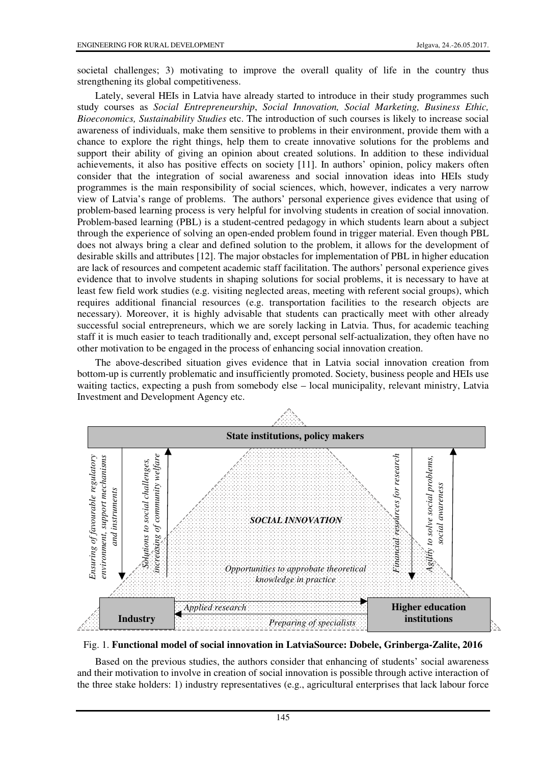societal challenges; 3) motivating to improve the overall quality of life in the country thus strengthening its global competitiveness.

Lately, several HEIs in Latvia have already started to introduce in their study programmes such study courses as *Social Entrepreneurship*, *Social Innovation, Social Marketing, Business Ethic, Bioeconomics, Sustainability Studies* etc. The introduction of such courses is likely to increase social awareness of individuals, make them sensitive to problems in their environment, provide them with a chance to explore the right things, help them to create innovative solutions for the problems and support their ability of giving an opinion about created solutions. In addition to these individual achievements, it also has positive effects on society [11]. In authors' opinion, policy makers often consider that the integration of social awareness and social innovation ideas into HEIs study programmes is the main responsibility of social sciences, which, however, indicates a very narrow view of Latvia's range of problems. The authors' personal experience gives evidence that using of problem-based learning process is very helpful for involving students in creation of social innovation. Problem-based learning (PBL) is a student-centred pedagogy in which students learn about a subject through the experience of solving an open-ended problem found in trigger material. Even though PBL does not always bring a clear and defined solution to the problem, it allows for the development of desirable skills and attributes [12]. The major obstacles for implementation of PBL in higher education are lack of resources and competent academic staff facilitation. The authors' personal experience gives evidence that to involve students in shaping solutions for social problems, it is necessary to have at least few field work studies (e.g. visiting neglected areas, meeting with referent social groups), which requires additional financial resources (e.g. transportation facilities to the research objects are necessary). Moreover, it is highly advisable that students can practically meet with other already successful social entrepreneurs, which we are sorely lacking in Latvia. Thus, for academic teaching staff it is much easier to teach traditionally and, except personal self-actualization, they often have no other motivation to be engaged in the process of enhancing social innovation creation.

The above-described situation gives evidence that in Latvia social innovation creation from bottom-up is currently problematic and insufficiently promoted. Society, business people and HEIs use waiting tactics, expecting a push from somebody else – local municipality, relevant ministry, Latvia Investment and Development Agency etc.

**State institutions, policy makers**

*Ensuring of favourable regulatory environment, support mechanisms and instruments*

*Solutions to social challenges, increasing of community welfare*

*SOCIAL INNOVATION*

*Opportunities to approbate theoretical knowledge in practice*

*Financial resources for research*

*Agility to solve social problems, social awareness*

**Industry**

*Applied research*

*Preparing of specialists*

**Higher education institutions**

Fig. 1. **Functional model of social innovation in LatviaSource: Dobele, Grinberga-Zalite, 2016**

Based on the previous studies, the authors consider that enhancing of students' social awareness and their motivation to involve in creation of social innovation is possible through active interaction of the three stake holders: 1) industry representatives (e.g., agricultural enterprises that lack labour force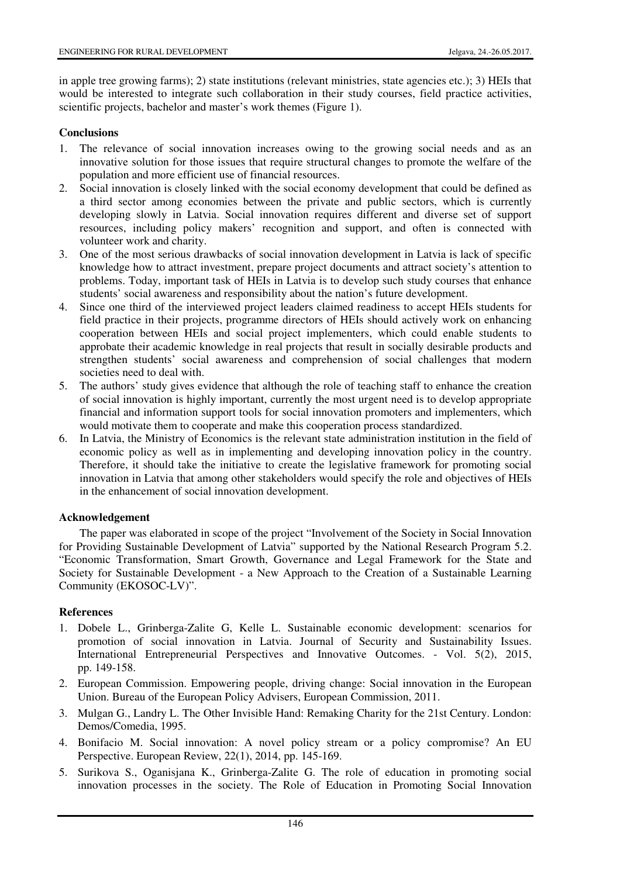in apple tree growing farms); 2) state institutions (relevant ministries, state agencies etc.); 3) HEIs that would be interested to integrate such collaboration in their study courses, field practice activities, scientific projects, bachelor and master's work themes (Figure 1).

## Conclusions

1. The relevance of social innovation increases owing to the growing social needs and as an innovative solution for those issues that require structural changes to promote the welfare of the population and more efficient use of financial resources.
2. Social innovation is closely linked with the social economy development that could be defined as a third sector among economies between the private and public sectors, which is currently developing slowly in Latvia. Social innovation requires different and diverse set of support resources, including policy makers' recognition and support, and often is connected with volunteer work and charity.
3. One of the most serious drawbacks of social innovation development in Latvia is lack of specific knowledge how to attract investment, prepare project documents and attract society's attention to problems. Today, important task of HEIs in Latvia is to develop such study courses that enhance students' social awareness and responsibility about the nation's future development.
4. Since one third of the interviewed project leaders claimed readiness to accept HEIs students for field practice in their projects, programme directors of HEIs should actively work on enhancing cooperation between HEIs and social project implementers, which could enable students to approbate their academic knowledge in real projects that result in socially desirable products and strengthen students' social awareness and comprehension of social challenges that modern societies need to deal with.
5. The authors' study gives evidence that although the role of teaching staff to enhance the creation of social innovation is highly important, currently the most urgent need is to develop appropriate financial and information support tools for social innovation promoters and implementers, which would motivate them to cooperate and make this cooperation process standardized.
6. In Latvia, the Ministry of Economics is the relevant state administration institution in the field of economic policy as well as in implementing and developing innovation policy in the country. Therefore, it should take the initiative to create the legislative framework for promoting social innovation in Latvia that among other stakeholders would specify the role and objectives of HEIs in the enhancement of social innovation development.

## Acknowledgement

The paper was elaborated in scope of the project "Involvement of the Society in Social Innovation for Providing Sustainable Development of Latvia" supported by the National Research Program 5.2. "Economic Transformation, Smart Growth, Governance and Legal Framework for the State and Society for Sustainable Development - a New Approach to the Creation of a Sustainable Learning Community (EKOSOC-LV)".

## References

1. Dobele L., Grinberga-Zalite G, Kelle L. Sustainable economic development: scenarios for promotion of social innovation in Latvia. Journal of Security and Sustainability Issues. International Entrepreneurial Perspectives and Innovative Outcomes. - Vol. 5(2), 2015, pp. 149-158.
2. European Commission. Empowering people, driving change: Social innovation in the European Union. Bureau of the European Policy Advisers, European Commission, 2011.
3. Mulgan G., Landry L. The Other Invisible Hand: Remaking Charity for the 21st Century. London: Demos/Comedia, 1995.
4. Bonifacio M. Social innovation: A novel policy stream or a policy compromise? An EU Perspective. European Review, 22(1), 2014, pp. 145-169.
5. Surikova S., Oganisjana K., Grinberga-Zalite G. The role of education in promoting social innovation processes in the society. The Role of Education in Promoting Social Innovation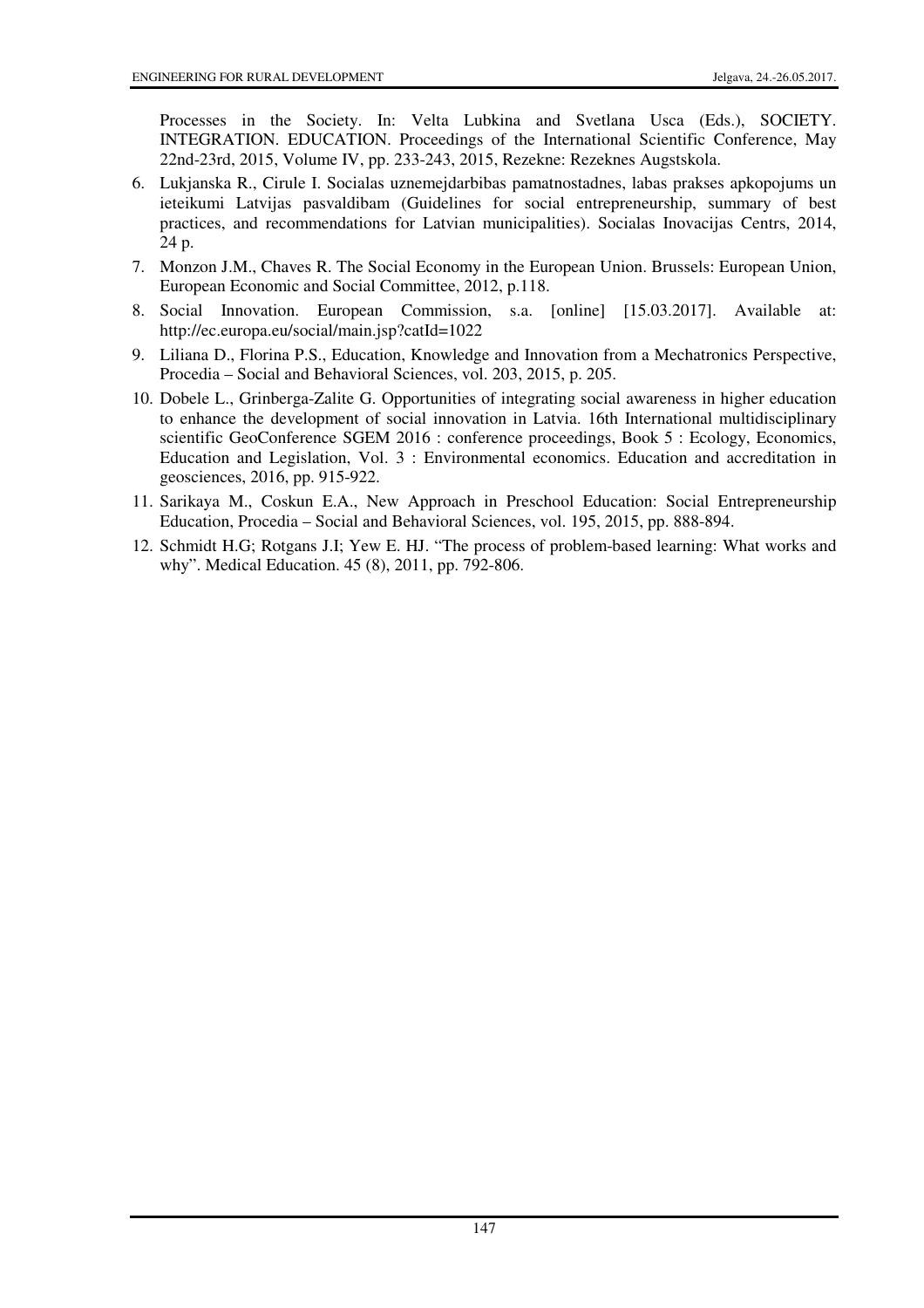Processes in the Society. In: Velta Lubkina and Svetlana Usca (Eds.), SOCIETY. INTEGRATION. EDUCATION. Proceedings of the International Scientific Conference, May 22nd-23rd, 2015, Volume IV, pp. 233-243, 2015, Rezekne: Rezeknes Augstskola.

6. Lukjanska R., Cirule I. Socialas uznemejdarbibas pamatnostadnes, labas prakses apkopojums un ieteikumi Latvijas pasvaldibam (Guidelines for social entrepreneurship, summary of best practices, and recommendations for Latvian municipalities). Socialas Inovacijas Centrs, 2014, 24 p.
7. Monzon J.M., Chaves R. The Social Economy in the European Union. Brussels: European Union, European Economic and Social Committee, 2012, p.118.
8. Social Innovation. European Commission, s.a. [online] [15.03.2017]. Available at: http://ec.europa.eu/social/main.jsp?catId=1022
9. Liliana D., Florina P.S., Education, Knowledge and Innovation from a Mechatronics Perspective, Procedia – Social and Behavioral Sciences, vol. 203, 2015, p. 205.
10. Dobele L., Grinberga-Zalite G. Opportunities of integrating social awareness in higher education to enhance the development of social innovation in Latvia. 16th International multidisciplinary scientific GeoConference SGEM 2016 : conference proceedings, Book 5 : Ecology, Economics, Education and Legislation, Vol. 3 : Environmental economics. Education and accreditation in geosciences, 2016, pp. 915-922.
11. Sarikaya M., Coskun E.A., New Approach in Preschool Education: Social Entrepreneurship Education, Procedia – Social and Behavioral Sciences, vol. 195, 2015, pp. 888-894.
12. Schmidt H.G; Rotgans J.I; Yew E. HJ. "The process of problem-based learning: What works and why". Medical Education. 45 (8), 2011, pp. 792-806.